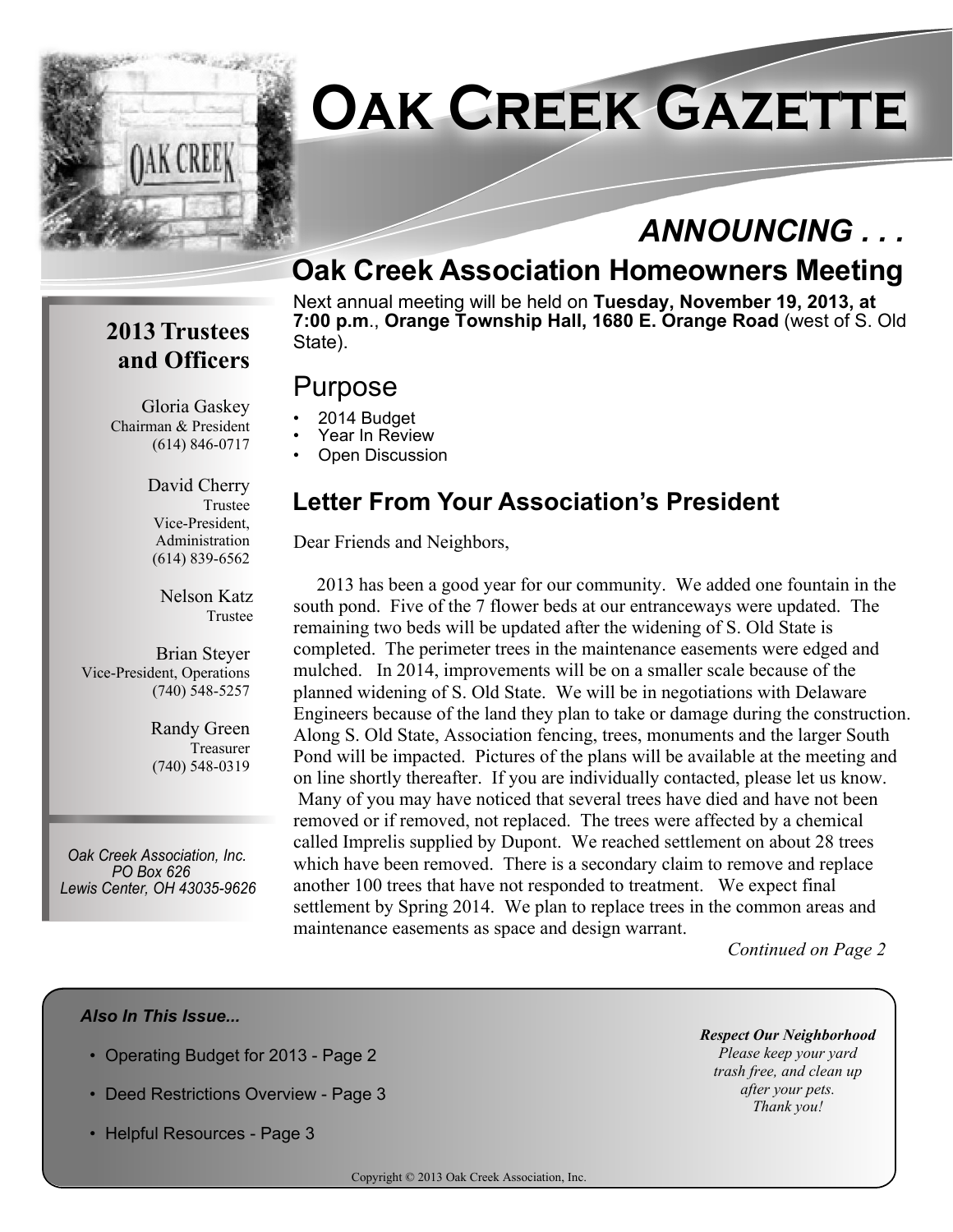# Oak Creek Gazette

## ANNOUNCING . . .

## Oak Creek Association Homeowners Meeting

Next annual meeting will be held on **Tuesday, November 19, 2013, at 7:00 p.m.**, **Orange Township Hall, 1680 E. Orange Road** (west of S. Old State).

## Purpose

- 2014 Budget
- Year In Review
- Open Discussion

### 2013 Trustees and Officers

Gloria Gaskey
Chairman & President
(614) 846-0717

David Cherry
Trustee
Vice-President, Administration
(614) 839-6562

Nelson Katz
Trustee

Brian Steyer
Vice-President, Operations
(740) 548-5257

Randy Green
Treasurer
(740) 548-0319

*Oak Creek Association, Inc.*
*PO Box 626*
*Lewis Center, OH 43035-9626*

### Letter From Your Association's President

Dear Friends and Neighbors,

2013 has been a good year for our community. We added one fountain in the south pond. Five of the 7 flower beds at our entranceways were updated. The remaining two beds will be updated after the widening of S. Old State is completed. The perimeter trees in the maintenance easements were edged and mulched. In 2014, improvements will be on a smaller scale because of the planned widening of S. Old State. We will be in negotiations with Delaware Engineers because of the land they plan to take or damage during the construction. Along S. Old State, Association fencing, trees, monuments and the larger South Pond will be impacted. Pictures of the plans will be available at the meeting and on line shortly thereafter. If you are individually contacted, please let us know. Many of you may have noticed that several trees have died and have not been removed or if removed, not replaced. The trees were affected by a chemical called Imprelis supplied by Dupont. We reached settlement on about 28 trees which have been removed. There is a secondary claim to remove and replace another 100 trees that have not responded to treatment. We expect final settlement by Spring 2014. We plan to replace trees in the common areas and maintenance easements as space and design warrant.

*Continued on Page 2*

***Also In This Issue...***

- Operating Budget for 2013 - Page 2
- Deed Restrictions Overview - Page 3
- Helpful Resources - Page 3

***Respect Our Neighborhood***
*Please keep your yard trash free, and clean up after your pets.*
*Thank you!*

Copyright © 2013 Oak Creek Association, Inc.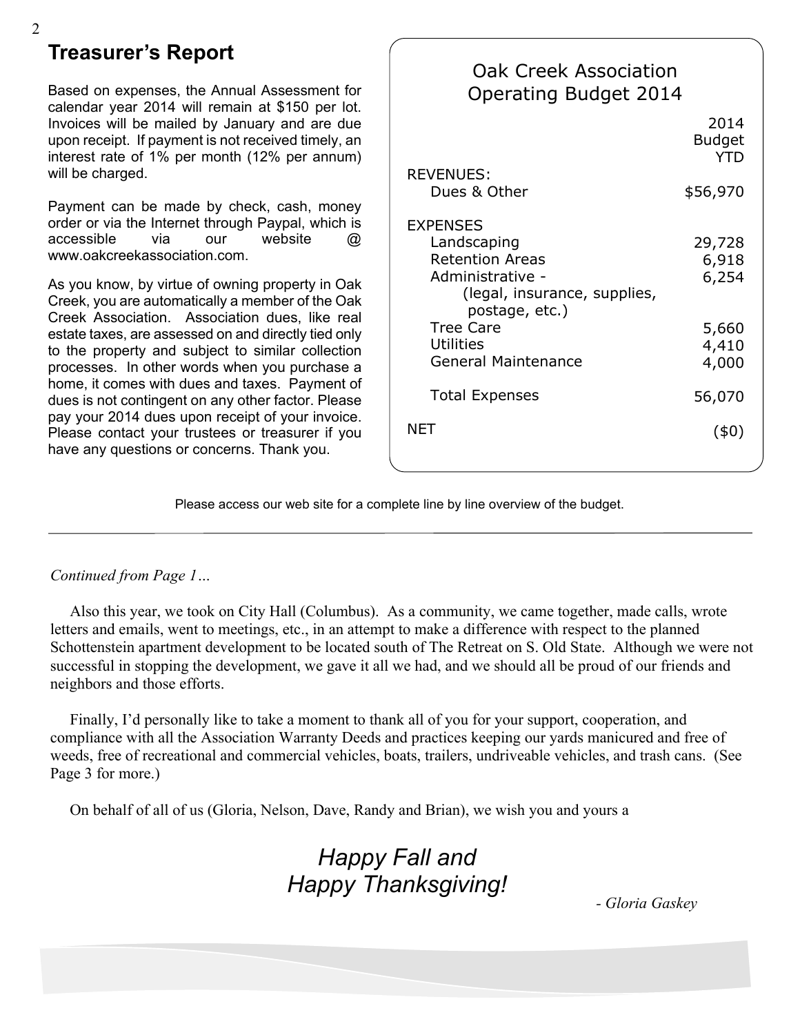## Treasurer's Report

Based on expenses, the Annual Assessment for calendar year 2014 will remain at $150 per lot. Invoices will be mailed by January and are due upon receipt. If payment is not received timely, an interest rate of 1% per month (12% per annum) will be charged.

Payment can be made by check, cash, money order or via the Internet through Paypal, which is accessible via our website @ www.oakcreekassociation.com.

As you know, by virtue of owning property in Oak Creek, you are automatically a member of the Oak Creek Association. Association dues, like real estate taxes, are assessed on and directly tied only to the property and subject to similar collection processes. In other words when you purchase a home, it comes with dues and taxes. Payment of dues is not contingent on any other factor. Please pay your 2014 dues upon receipt of your invoice. Please contact your trustees or treasurer if you have any questions or concerns. Thank you.

### Oak Creek Association Operating Budget 2014

| | 2014 Budget YTD |
|---|---|
| REVENUES: | |
| Dues & Other | $56,970 |
| EXPENSES | |
| Landscaping | 29,728 |
| Retention Areas | 6,918 |
| Administrative - (legal, insurance, supplies, postage, etc.) | 6,254 |
| Tree Care | 5,660 |
| Utilities | 4,410 |
| General Maintenance | 4,000 |
| Total Expenses | 56,070 |
| NET | ($0) |

Please access our web site for a complete line by line overview of the budget.

---

*Continued from Page 1…*

Also this year, we took on City Hall (Columbus). As a community, we came together, made calls, wrote letters and emails, went to meetings, etc., in an attempt to make a difference with respect to the planned Schottenstein apartment development to be located south of The Retreat on S. Old State. Although we were not successful in stopping the development, we gave it all we had, and we should all be proud of our friends and neighbors and those efforts.

Finally, I'd personally like to take a moment to thank all of you for your support, cooperation, and compliance with all the Association Warranty Deeds and practices keeping our yards manicured and free of weeds, free of recreational and commercial vehicles, boats, trailers, undriveable vehicles, and trash cans. (See Page 3 for more.)

On behalf of all of us (Gloria, Nelson, Dave, Randy and Brian), we wish you and yours a

*Happy Fall and*
*Happy Thanksgiving!*

*- Gloria Gaskey*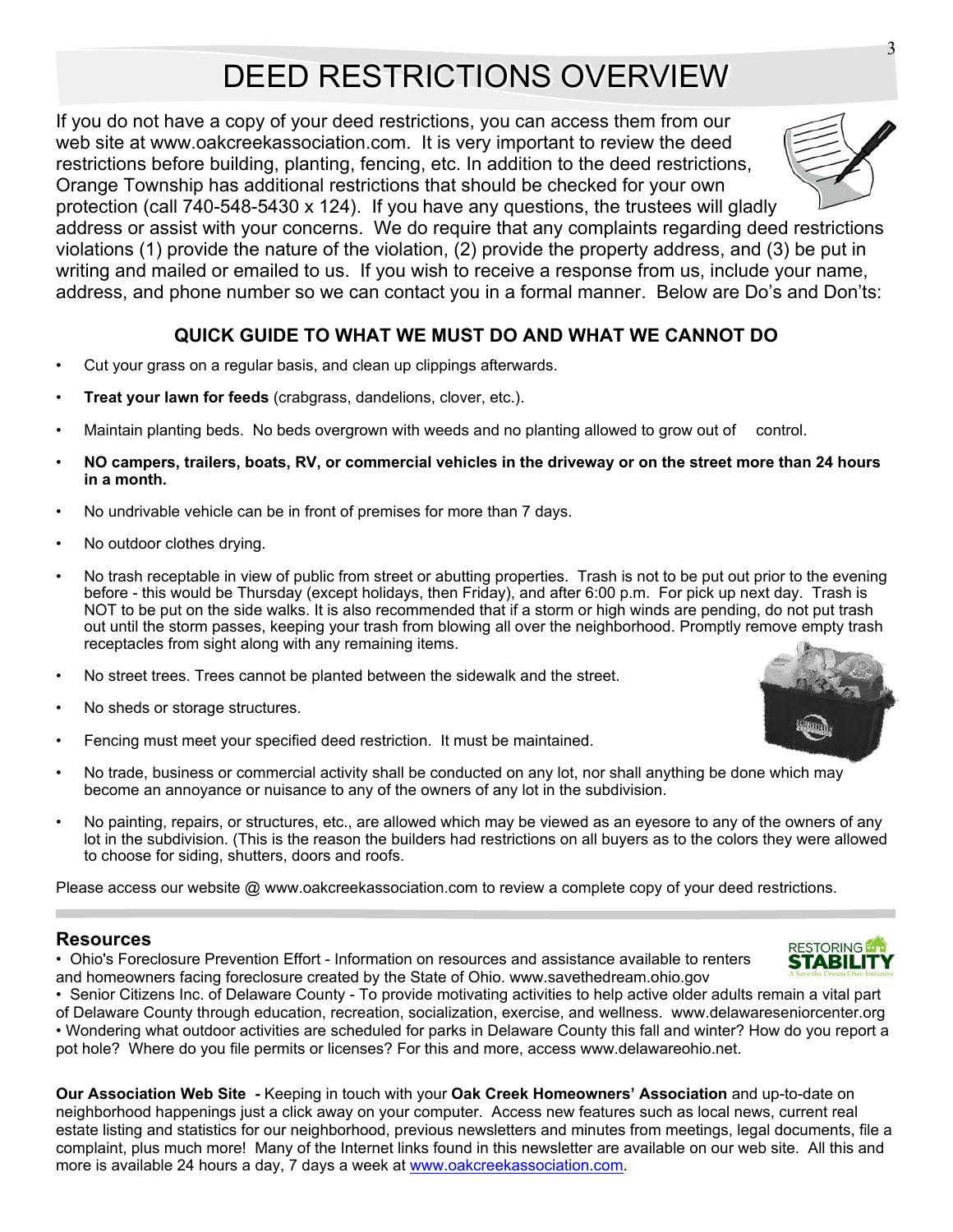# DEED RESTRICTIONS OVERVIEW

If you do not have a copy of your deed restrictions, you can access them from our web site at www.oakcreekassociation.com. It is very important to review the deed restrictions before building, planting, fencing, etc. In addition to the deed restrictions, Orange Township has additional restrictions that should be checked for your own protection (call 740-548-5430 x 124). If you have any questions, the trustees will gladly address or assist with your concerns. We do require that any complaints regarding deed restrictions violations (1) provide the nature of the violation, (2) provide the property address, and (3) be put in writing and mailed or emailed to us. If you wish to receive a response from us, include your name, address, and phone number so we can contact you in a formal manner. Below are Do's and Don'ts:

### QUICK GUIDE TO WHAT WE MUST DO AND WHAT WE CANNOT DO

- Cut your grass on a regular basis, and clean up clippings afterwards.
- **Treat your lawn for feeds** (crabgrass, dandelions, clover, etc.).
- Maintain planting beds. No beds overgrown with weeds and no planting allowed to grow out of control.
- **NO campers, trailers, boats, RV, or commercial vehicles in the driveway or on the street more than 24 hours in a month.**
- No undrivable vehicle can be in front of premises for more than 7 days.
- No outdoor clothes drying.
- No trash receptable in view of public from street or abutting properties. Trash is not to be put out prior to the evening before - this would be Thursday (except holidays, then Friday), and after 6:00 p.m. For pick up next day. Trash is NOT to be put on the side walks. It is also recommended that if a storm or high winds are pending, do not put trash out until the storm passes, keeping your trash from blowing all over the neighborhood. Promptly remove empty trash receptacles from sight along with any remaining items.
- No street trees. Trees cannot be planted between the sidewalk and the street.
- No sheds or storage structures.
- Fencing must meet your specified deed restriction. It must be maintained.
- No trade, business or commercial activity shall be conducted on any lot, nor shall anything be done which may become an annoyance or nuisance to any of the owners of any lot in the subdivision.
- No painting, repairs, or structures, etc., are allowed which may be viewed as an eyesore to any of the owners of any lot in the subdivision. (This is the reason the builders had restrictions on all buyers as to the colors they were allowed to choose for siding, shutters, doors and roofs.

Please access our website @ www.oakcreekassociation.com to review a complete copy of your deed restrictions.

## Resources

- Ohio's Foreclosure Prevention Effort - Information on resources and assistance available to renters and homeowners facing foreclosure created by the State of Ohio. www.savethedream.ohio.gov
- Senior Citizens Inc. of Delaware County - To provide motivating activities to help active older adults remain a vital part of Delaware County through education, recreation, socialization, exercise, and wellness. www.delawareseniorcenter.org
- Wondering what outdoor activities are scheduled for parks in Delaware County this fall and winter? How do you report a pot hole? Where do you file permits or licenses? For this and more, access www.delawareohio.net.

**Our Association Web Site** *-* Keeping in touch with your **Oak Creek Homeowners' Association** and up-to-date on neighborhood happenings just a click away on your computer. Access new features such as local news, current real estate listing and statistics for our neighborhood, previous newsletters and minutes from meetings, legal documents, file a complaint, plus much more! Many of the Internet links found in this newsletter are available on our web site. All this and more is available 24 hours a day, 7 days a week at www.oakcreekassociation.com.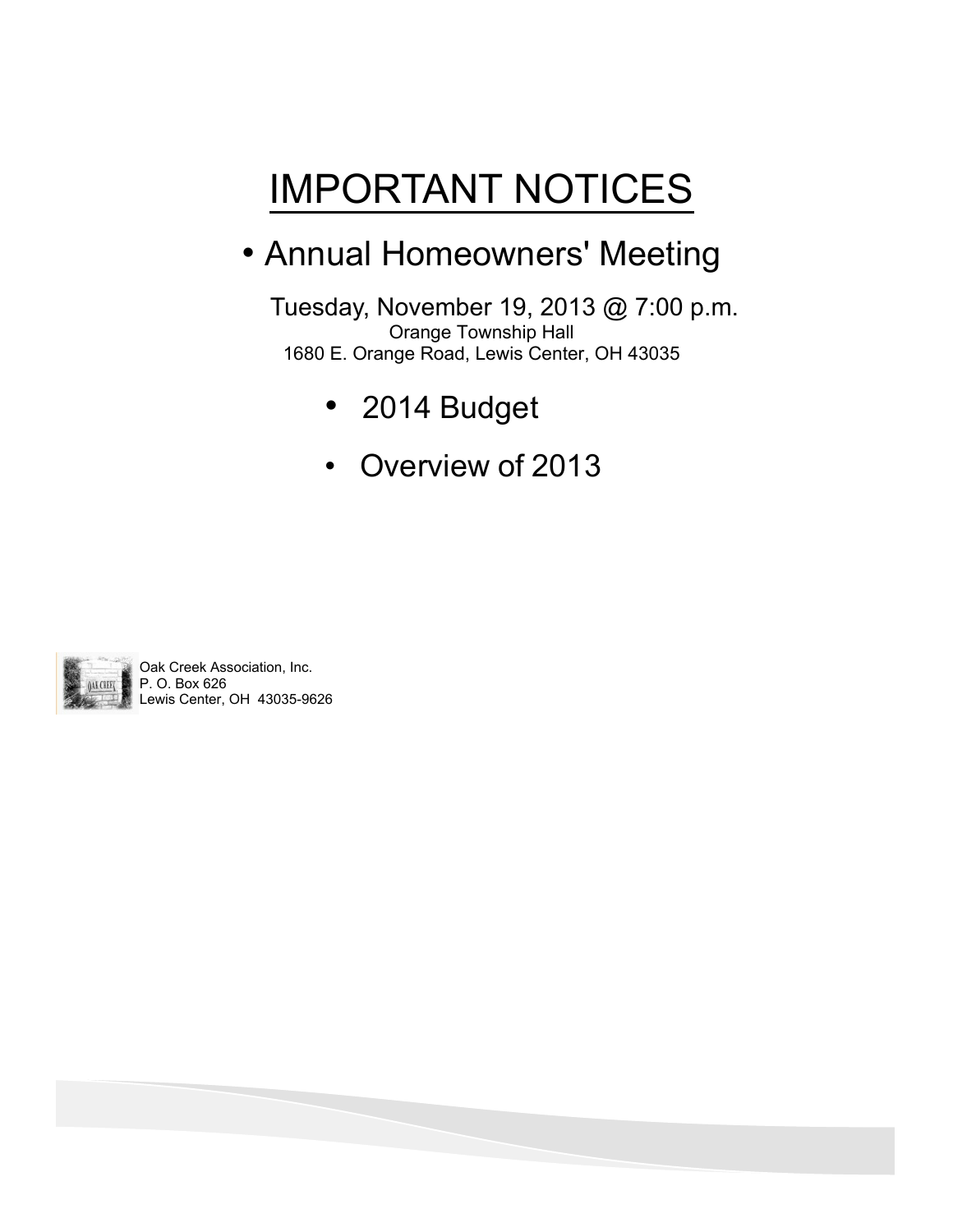# IMPORTANT NOTICES

- Annual Homeowners' Meeting

Tuesday, November 19, 2013 @ 7:00 p.m.
Orange Township Hall
1680 E. Orange Road, Lewis Center, OH 43035

- 2014 Budget
- Overview of 2013

Oak Creek Association, Inc.
P. O. Box 626
Lewis Center, OH 43035-9626